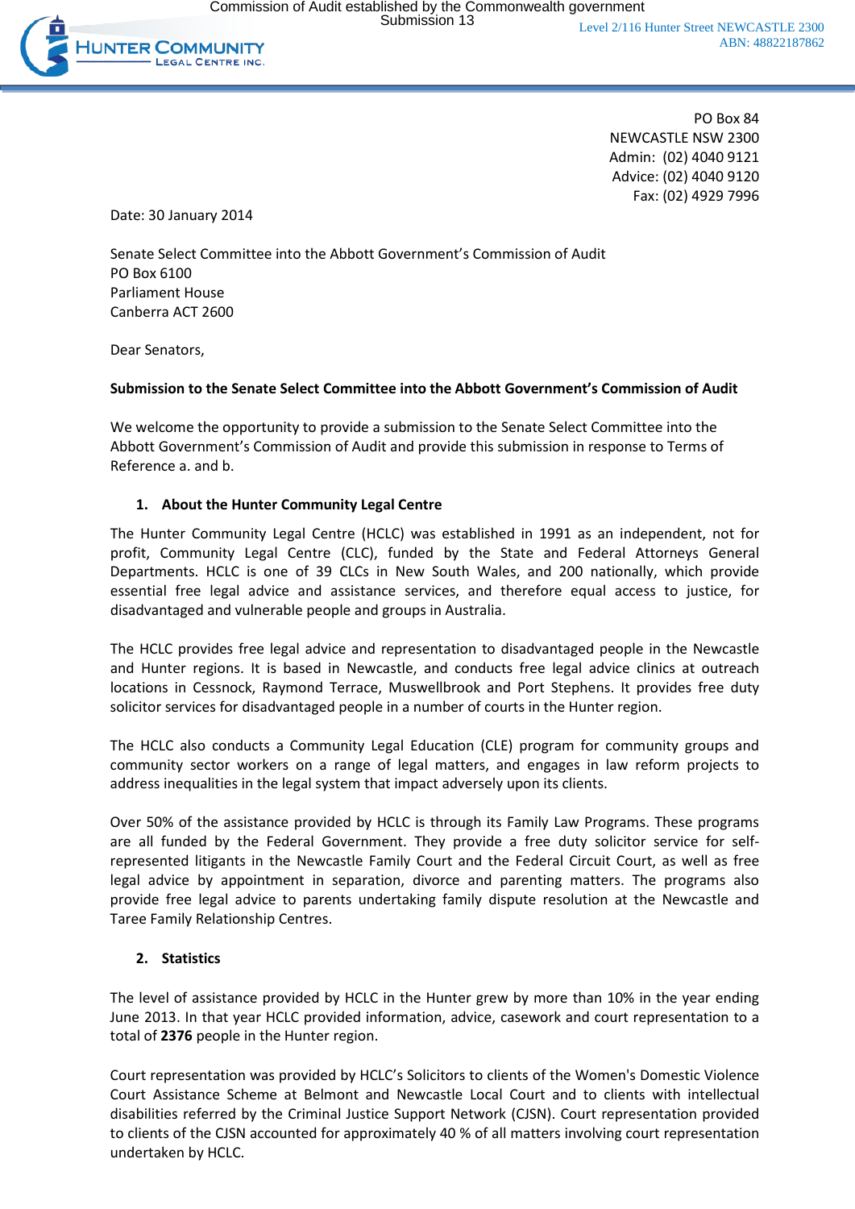Commission of Audit established by the Commonwealth government
Submission 13

HUNTER COMMUNITY LEGAL CENTRE INC.

Level 2/116 Hunter Street NEWCASTLE 2300
ABN: 48822187862

PO Box 84
NEWCASTLE NSW 2300
Admin: (02) 4040 9121
Advice: (02) 4040 9120
Fax: (02) 4929 7996

Date: 30 January 2014

Senate Select Committee into the Abbott Government's Commission of Audit
PO Box 6100
Parliament House
Canberra ACT 2600

Dear Senators,

**Submission to the Senate Select Committee into the Abbott Government's Commission of Audit**

We welcome the opportunity to provide a submission to the Senate Select Committee into the Abbott Government's Commission of Audit and provide this submission in response to Terms of Reference a. and b.

## 1. About the Hunter Community Legal Centre

The Hunter Community Legal Centre (HCLC) was established in 1991 as an independent, not for profit, Community Legal Centre (CLC), funded by the State and Federal Attorneys General Departments. HCLC is one of 39 CLCs in New South Wales, and 200 nationally, which provide essential free legal advice and assistance services, and therefore equal access to justice, for disadvantaged and vulnerable people and groups in Australia.

The HCLC provides free legal advice and representation to disadvantaged people in the Newcastle and Hunter regions. It is based in Newcastle, and conducts free legal advice clinics at outreach locations in Cessnock, Raymond Terrace, Muswellbrook and Port Stephens. It provides free duty solicitor services for disadvantaged people in a number of courts in the Hunter region.

The HCLC also conducts a Community Legal Education (CLE) program for community groups and community sector workers on a range of legal matters, and engages in law reform projects to address inequalities in the legal system that impact adversely upon its clients.

Over 50% of the assistance provided by HCLC is through its Family Law Programs. These programs are all funded by the Federal Government. They provide a free duty solicitor service for self-represented litigants in the Newcastle Family Court and the Federal Circuit Court, as well as free legal advice by appointment in separation, divorce and parenting matters. The programs also provide free legal advice to parents undertaking family dispute resolution at the Newcastle and Taree Family Relationship Centres.

## 2. Statistics

The level of assistance provided by HCLC in the Hunter grew by more than 10% in the year ending June 2013. In that year HCLC provided information, advice, casework and court representation to a total of **2376** people in the Hunter region.

Court representation was provided by HCLC's Solicitors to clients of the Women's Domestic Violence Court Assistance Scheme at Belmont and Newcastle Local Court and to clients with intellectual disabilities referred by the Criminal Justice Support Network (CJSN). Court representation provided to clients of the CJSN accounted for approximately 40 % of all matters involving court representation undertaken by HCLC.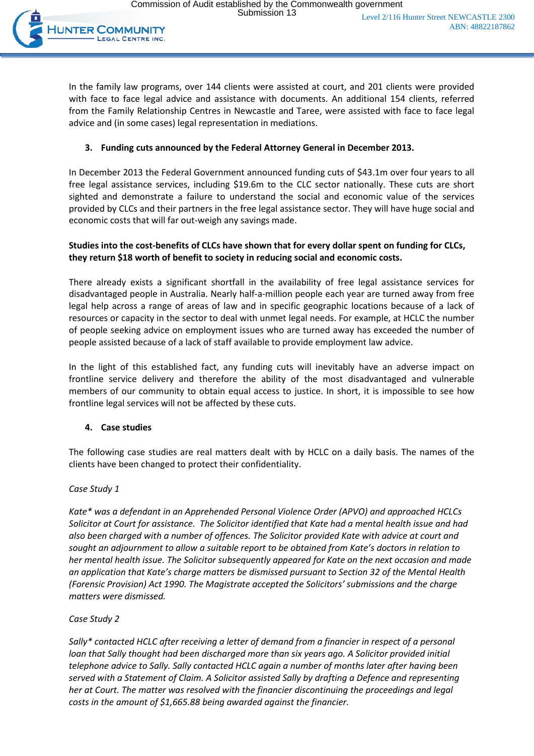In the family law programs, over 144 clients were assisted at court, and 201 clients were provided with face to face legal advice and assistance with documents. An additional 154 clients, referred from the Family Relationship Centres in Newcastle and Taree, were assisted with face to face legal advice and (in some cases) legal representation in mediations.

## 3. Funding cuts announced by the Federal Attorney General in December 2013.

In December 2013 the Federal Government announced funding cuts of $43.1m over four years to all free legal assistance services, including $19.6m to the CLC sector nationally. These cuts are short sighted and demonstrate a failure to understand the social and economic value of the services provided by CLCs and their partners in the free legal assistance sector. They will have huge social and economic costs that will far out-weigh any savings made.

**Studies into the cost-benefits of CLCs have shown that for every dollar spent on funding for CLCs, they return $18 worth of benefit to society in reducing social and economic costs.**

There already exists a significant shortfall in the availability of free legal assistance services for disadvantaged people in Australia. Nearly half-a-million people each year are turned away from free legal help across a range of areas of law and in specific geographic locations because of a lack of resources or capacity in the sector to deal with unmet legal needs. For example, at HCLC the number of people seeking advice on employment issues who are turned away has exceeded the number of people assisted because of a lack of staff available to provide employment law advice.

In the light of this established fact, any funding cuts will inevitably have an adverse impact on frontline service delivery and therefore the ability of the most disadvantaged and vulnerable members of our community to obtain equal access to justice. In short, it is impossible to see how frontline legal services will not be affected by these cuts.

## 4. Case studies

The following case studies are real matters dealt with by HCLC on a daily basis. The names of the clients have been changed to protect their confidentiality.

*Case Study 1*

*Kate* was a defendant in an Apprehended Personal Violence Order (APVO) and approached HCLCs Solicitor at Court for assistance. The Solicitor identified that Kate had a mental health issue and had also been charged with a number of offences. The Solicitor provided Kate with advice at court and sought an adjournment to allow a suitable report to be obtained from Kate's doctors in relation to her mental health issue. The Solicitor subsequently appeared for Kate on the next occasion and made an application that Kate's charge matters be dismissed pursuant to Section 32 of the Mental Health (Forensic Provision) Act 1990. The Magistrate accepted the Solicitors' submissions and the charge matters were dismissed.*

*Case Study 2*

*Sally* contacted HCLC after receiving a letter of demand from a financier in respect of a personal loan that Sally thought had been discharged more than six years ago. A Solicitor provided initial telephone advice to Sally. Sally contacted HCLC again a number of months later after having been served with a Statement of Claim. A Solicitor assisted Sally by drafting a Defence and representing her at Court. The matter was resolved with the financier discontinuing the proceedings and legal costs in the amount of $1,665.88 being awarded against the financier.*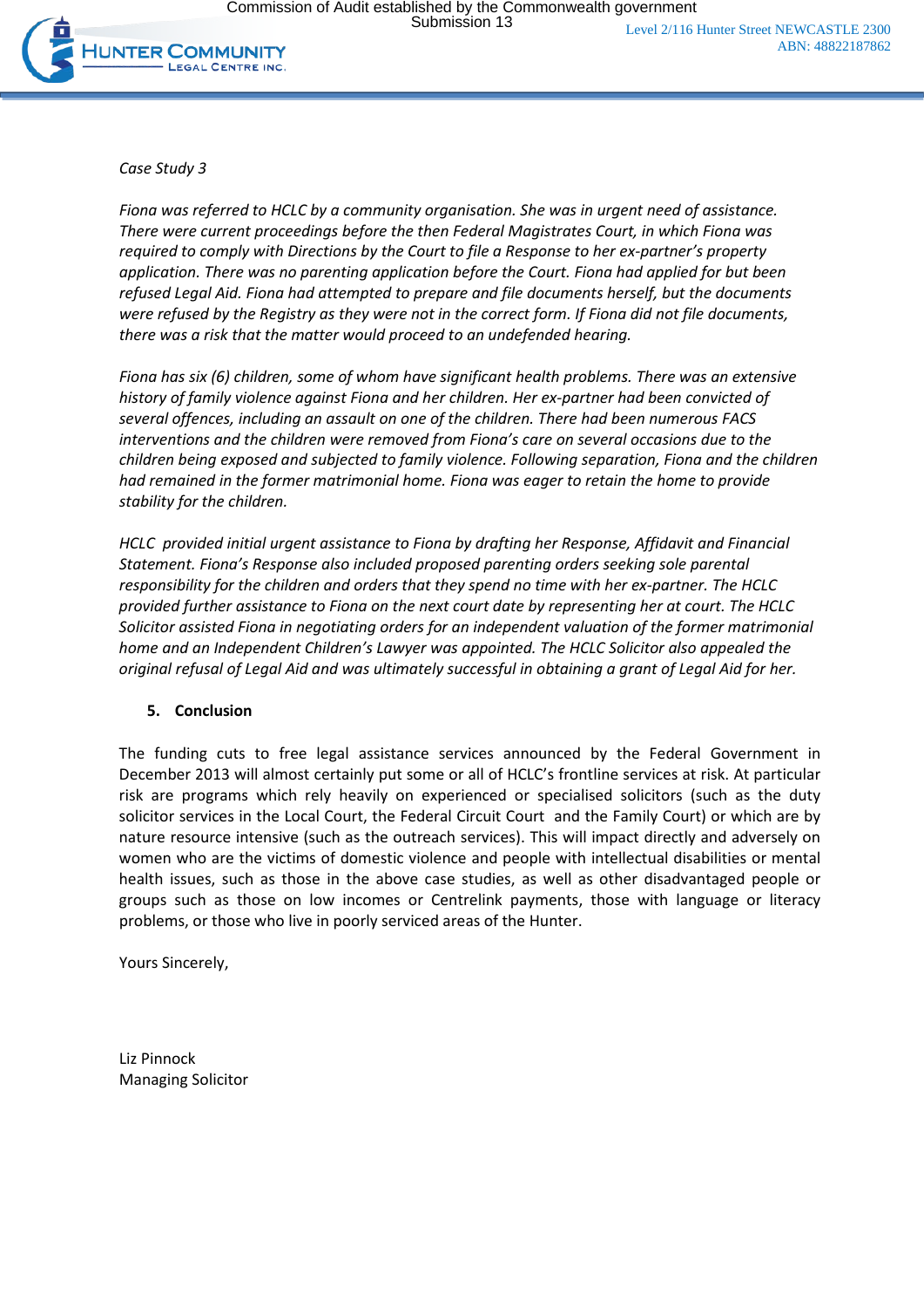*Case Study 3*

*Fiona was referred to HCLC by a community organisation. She was in urgent need of assistance. There were current proceedings before the then Federal Magistrates Court, in which Fiona was required to comply with Directions by the Court to file a Response to her ex-partner's property application. There was no parenting application before the Court. Fiona had applied for but been refused Legal Aid. Fiona had attempted to prepare and file documents herself, but the documents were refused by the Registry as they were not in the correct form. If Fiona did not file documents, there was a risk that the matter would proceed to an undefended hearing.*

*Fiona has six (6) children, some of whom have significant health problems. There was an extensive history of family violence against Fiona and her children. Her ex-partner had been convicted of several offences, including an assault on one of the children. There had been numerous FACS interventions and the children were removed from Fiona's care on several occasions due to the children being exposed and subjected to family violence. Following separation, Fiona and the children had remained in the former matrimonial home. Fiona was eager to retain the home to provide stability for the children.*

*HCLC provided initial urgent assistance to Fiona by drafting her Response, Affidavit and Financial Statement. Fiona's Response also included proposed parenting orders seeking sole parental responsibility for the children and orders that they spend no time with her ex-partner. The HCLC provided further assistance to Fiona on the next court date by representing her at court. The HCLC Solicitor assisted Fiona in negotiating orders for an independent valuation of the former matrimonial home and an Independent Children's Lawyer was appointed. The HCLC Solicitor also appealed the original refusal of Legal Aid and was ultimately successful in obtaining a grant of Legal Aid for her.*

## 5. Conclusion

The funding cuts to free legal assistance services announced by the Federal Government in December 2013 will almost certainly put some or all of HCLC's frontline services at risk. At particular risk are programs which rely heavily on experienced or specialised solicitors (such as the duty solicitor services in the Local Court, the Federal Circuit Court and the Family Court) or which are by nature resource intensive (such as the outreach services). This will impact directly and adversely on women who are the victims of domestic violence and people with intellectual disabilities or mental health issues, such as those in the above case studies, as well as other disadvantaged people or groups such as those on low incomes or Centrelink payments, those with language or literacy problems, or those who live in poorly serviced areas of the Hunter.

Yours Sincerely,

Liz Pinnock
Managing Solicitor